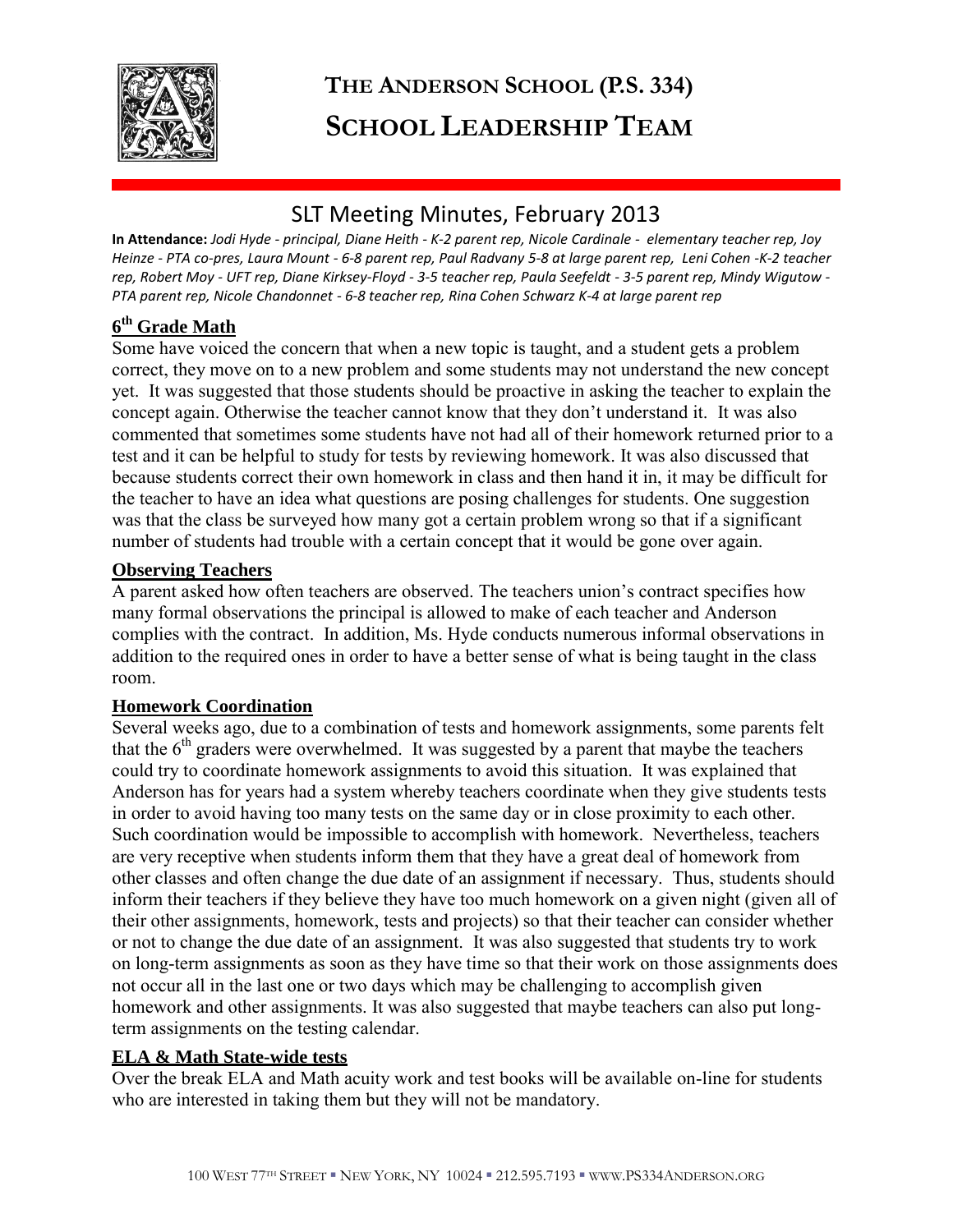# THE ANDERSON SCHOOL (P.S. 334)

# SCHOOL LEADERSHIP TEAM

## SLT Meeting Minutes, February 2013

**In Attendance:** *Jodi Hyde - principal, Diane Heith - K-2 parent rep, Nicole Cardinale - elementary teacher rep, Joy Heinze - PTA co-pres, Laura Mount - 6-8 parent rep, Paul Radvany 5-8 at large parent rep, Leni Cohen -K-2 teacher rep, Robert Moy - UFT rep, Diane Kirksey-Floyd - 3-5 teacher rep, Paula Seefeldt - 3-5 parent rep, Mindy Wigutow - PTA parent rep, Nicole Chandonnet - 6-8 teacher rep, Rina Cohen Schwarz K-4 at large parent rep*

### 6th Grade Math

Some have voiced the concern that when a new topic is taught, and a student gets a problem correct, they move on to a new problem and some students may not understand the new concept yet. It was suggested that those students should be proactive in asking the teacher to explain the concept again. Otherwise the teacher cannot know that they don't understand it. It was also commented that sometimes some students have not had all of their homework returned prior to a test and it can be helpful to study for tests by reviewing homework. It was also discussed that because students correct their own homework in class and then hand it in, it may be difficult for the teacher to have an idea what questions are posing challenges for students. One suggestion was that the class be surveyed how many got a certain problem wrong so that if a significant number of students had trouble with a certain concept that it would be gone over again.

### Observing Teachers

A parent asked how often teachers are observed. The teachers union's contract specifies how many formal observations the principal is allowed to make of each teacher and Anderson complies with the contract. In addition, Ms. Hyde conducts numerous informal observations in addition to the required ones in order to have a better sense of what is being taught in the class room.

### Homework Coordination

Several weeks ago, due to a combination of tests and homework assignments, some parents felt that the 6th graders were overwhelmed. It was suggested by a parent that maybe the teachers could try to coordinate homework assignments to avoid this situation. It was explained that Anderson has for years had a system whereby teachers coordinate when they give students tests in order to avoid having too many tests on the same day or in close proximity to each other. Such coordination would be impossible to accomplish with homework. Nevertheless, teachers are very receptive when students inform them that they have a great deal of homework from other classes and often change the due date of an assignment if necessary. Thus, students should inform their teachers if they believe they have too much homework on a given night (given all of their other assignments, homework, tests and projects) so that their teacher can consider whether or not to change the due date of an assignment. It was also suggested that students try to work on long-term assignments as soon as they have time so that their work on those assignments does not occur all in the last one or two days which may be challenging to accomplish given homework and other assignments. It was also suggested that maybe teachers can also put long-term assignments on the testing calendar.

### ELA & Math State-wide tests

Over the break ELA and Math acuity work and test books will be available on-line for students who are interested in taking them but they will not be mandatory.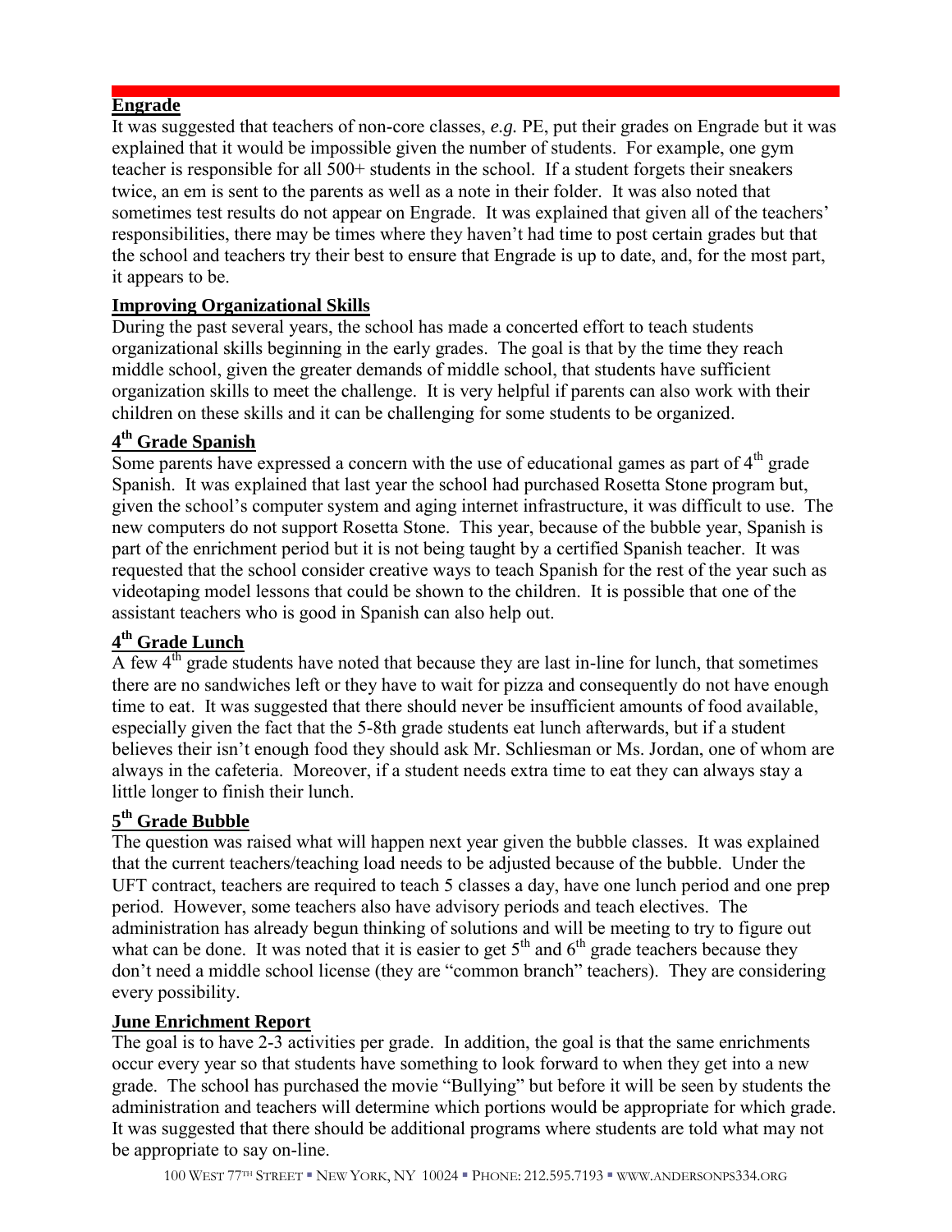## Engrade

It was suggested that teachers of non-core classes, *e.g.* PE, put their grades on Engrade but it was explained that it would be impossible given the number of students. For example, one gym teacher is responsible for all 500+ students in the school. If a student forgets their sneakers twice, an em is sent to the parents as well as a note in their folder. It was also noted that sometimes test results do not appear on Engrade. It was explained that given all of the teachers' responsibilities, there may be times where they haven't had time to post certain grades but that the school and teachers try their best to ensure that Engrade is up to date, and, for the most part, it appears to be.

## Improving Organizational Skills

During the past several years, the school has made a concerted effort to teach students organizational skills beginning in the early grades. The goal is that by the time they reach middle school, given the greater demands of middle school, that students have sufficient organization skills to meet the challenge. It is very helpful if parents can also work with their children on these skills and it can be challenging for some students to be organized.

## 4th Grade Spanish

Some parents have expressed a concern with the use of educational games as part of 4th grade Spanish. It was explained that last year the school had purchased Rosetta Stone program but, given the school's computer system and aging internet infrastructure, it was difficult to use. The new computers do not support Rosetta Stone. This year, because of the bubble year, Spanish is part of the enrichment period but it is not being taught by a certified Spanish teacher. It was requested that the school consider creative ways to teach Spanish for the rest of the year such as videotaping model lessons that could be shown to the children. It is possible that one of the assistant teachers who is good in Spanish can also help out.

## 4th Grade Lunch

A few 4th grade students have noted that because they are last in-line for lunch, that sometimes there are no sandwiches left or they have to wait for pizza and consequently do not have enough time to eat. It was suggested that there should never be insufficient amounts of food available, especially given the fact that the 5-8th grade students eat lunch afterwards, but if a student believes their isn't enough food they should ask Mr. Schliesman or Ms. Jordan, one of whom are always in the cafeteria. Moreover, if a student needs extra time to eat they can always stay a little longer to finish their lunch.

## 5th Grade Bubble

The question was raised what will happen next year given the bubble classes. It was explained that the current teachers/teaching load needs to be adjusted because of the bubble. Under the UFT contract, teachers are required to teach 5 classes a day, have one lunch period and one prep period. However, some teachers also have advisory periods and teach electives. The administration has already begun thinking of solutions and will be meeting to try to figure out what can be done. It was noted that it is easier to get 5th and 6th grade teachers because they don't need a middle school license (they are "common branch" teachers). They are considering every possibility.

## June Enrichment Report

The goal is to have 2-3 activities per grade. In addition, the goal is that the same enrichments occur every year so that students have something to look forward to when they get into a new grade. The school has purchased the movie "Bullying" but before it will be seen by students the administration and teachers will determine which portions would be appropriate for which grade. It was suggested that there should be additional programs where students are told what may not be appropriate to say on-line.